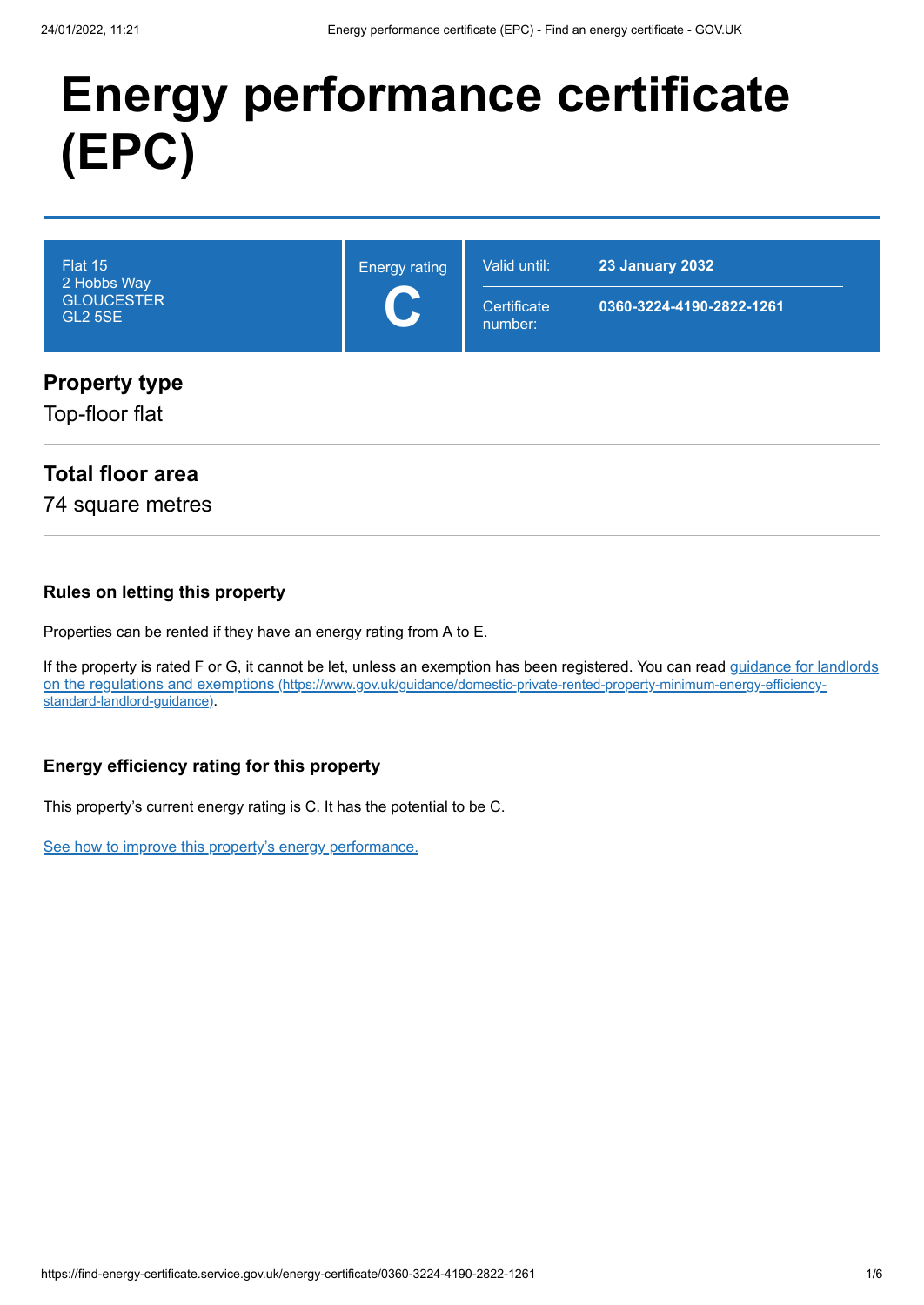# Energy performance certificate (EPC)

| | | | |
|---|---|---|---|
| Flat 15<br>2 Hobbs Way<br>GLOUCESTER<br>GL2 5SE | Energy rating<br>**C** | Valid until: | **23 January 2032** |
| | | Certificate number: | **0360-3224-4190-2822-1261** |

## Property type

Top-floor flat

## Total floor area

74 square metres

### Rules on letting this property

Properties can be rented if they have an energy rating from A to E.

If the property is rated F or G, it cannot be let, unless an exemption has been registered. You can read guidance for landlords on the regulations and exemptions (https://www.gov.uk/guidance/domestic-private-rented-property-minimum-energy-efficiency-standard-landlord-guidance).

### Energy efficiency rating for this property

This property’s current energy rating is C. It has the potential to be C.

See how to improve this property’s energy performance.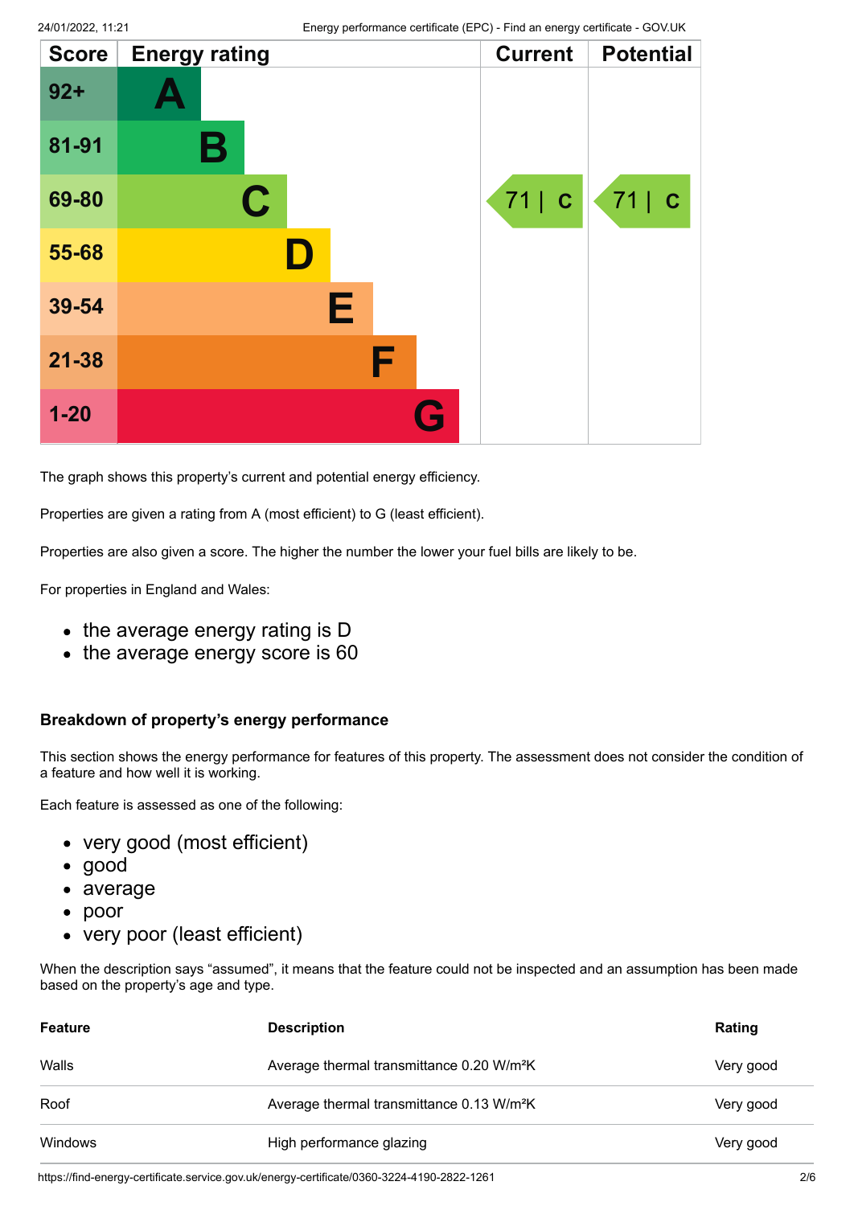| Score | Energy rating | Current | Potential |
|---|---|---|---|
| 92+ | A | | |
| 81-91 | B | | |
| 69-80 | C | 71 \| C | 71 \| C |
| 55-68 | D | | |
| 39-54 | E | | |
| 21-38 | F | | |
| 1-20 | G | | |

The graph shows this property's current and potential energy efficiency.

Properties are given a rating from A (most efficient) to G (least efficient).

Properties are also given a score. The higher the number the lower your fuel bills are likely to be.

For properties in England and Wales:

- the average energy rating is D
- the average energy score is 60

### Breakdown of property's energy performance

This section shows the energy performance for features of this property. The assessment does not consider the condition of a feature and how well it is working.

Each feature is assessed as one of the following:

- very good (most efficient)
- good
- average
- poor
- very poor (least efficient)

When the description says "assumed", it means that the feature could not be inspected and an assumption has been made based on the property's age and type.

| Feature | Description | Rating |
|---|---|---|
| Walls | Average thermal transmittance 0.20 W/m²K | Very good |
| Roof | Average thermal transmittance 0.13 W/m²K | Very good |
| Windows | High performance glazing | Very good |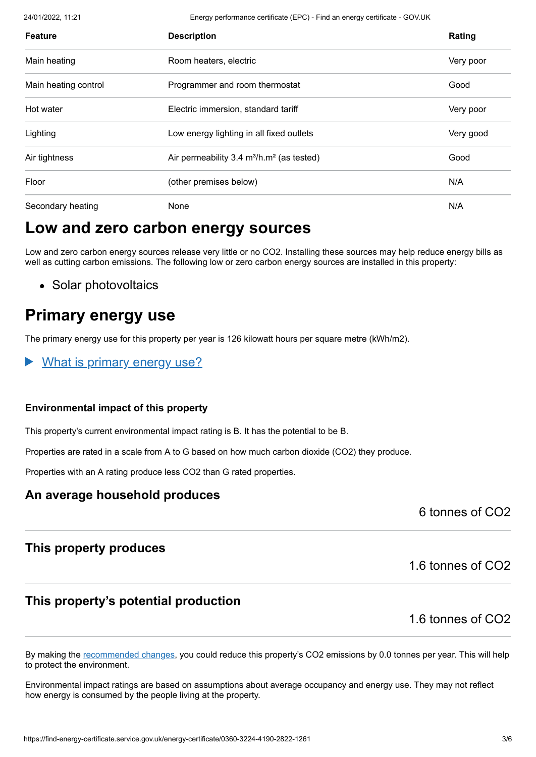| Feature | Description | Rating |
| --- | --- | --- |
| Main heating | Room heaters, electric | Very poor |
| Main heating control | Programmer and room thermostat | Good |
| Hot water | Electric immersion, standard tariff | Very poor |
| Lighting | Low energy lighting in all fixed outlets | Very good |
| Air tightness | Air permeability 3.4 $m^3/h.m^2$ (as tested) | Good |
| Floor | (other premises below) | N/A |
| Secondary heating | None | N/A |

## Low and zero carbon energy sources

Low and zero carbon energy sources release very little or no $CO_2$. Installing these sources may help reduce energy bills as well as cutting carbon emissions. The following low or zero carbon energy sources are installed in this property:

- Solar photovoltaics

## Primary energy use

The primary energy use for this property per year is 126 kilowatt hours per square metre (kWh/m2).

▶ What is primary energy use?

### Environmental impact of this property

This property's current environmental impact rating is B. It has the potential to be B.

Properties are rated in a scale from A to G based on how much carbon dioxide ($CO_2$) they produce.

Properties with an A rating produce less $CO_2$ than G rated properties.

### An average household produces

6 tonnes of $CO_2$

### This property produces

1.6 tonnes of $CO_2$

### This property's potential production

1.6 tonnes of $CO_2$

By making the recommended changes, you could reduce this property's $CO_2$ emissions by 0.0 tonnes per year. This will help to protect the environment.

Environmental impact ratings are based on assumptions about average occupancy and energy use. They may not reflect how energy is consumed by the people living at the property.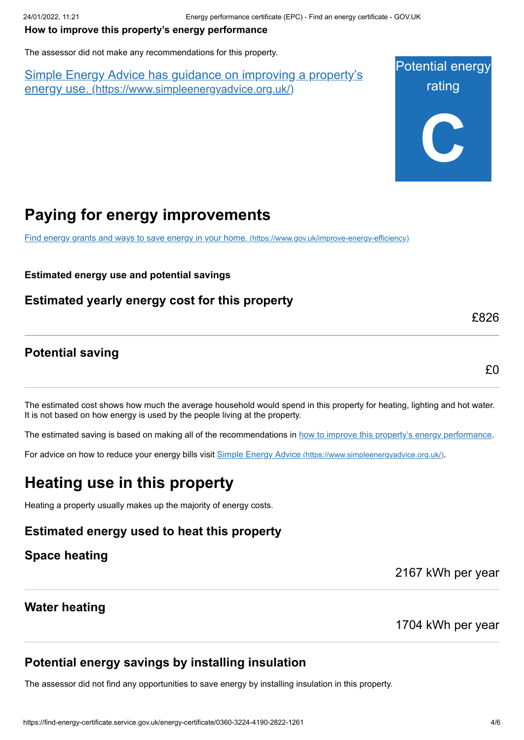**How to improve this property's energy performance**

The assessor did not make any recommendations for this property.

[Simple Energy Advice has guidance on improving a property's energy use. (https://www.simpleenergyadvice.org.uk/)](https://www.simpleenergyadvice.org.uk/)

Potential energy rating

**C**

# Paying for energy improvements

[Find energy grants and ways to save energy in your home. (https://www.gov.uk/improve-energy-efficiency)](https://www.gov.uk/improve-energy-efficiency)

**Estimated energy use and potential savings**

### Estimated yearly energy cost for this property

£826

### Potential saving

£0

The estimated cost shows how much the average household would spend in this property for heating, lighting and hot water. It is not based on how energy is used by the people living at the property.

The estimated saving is based on making all of the recommendations in how to improve this property's energy performance.

For advice on how to reduce your energy bills visit [Simple Energy Advice (https://www.simpleenergyadvice.org.uk/)](https://www.simpleenergyadvice.org.uk/).

# Heating use in this property

Heating a property usually makes up the majority of energy costs.

### Estimated energy used to heat this property

### Space heating

2167 kWh per year

### Water heating

1704 kWh per year

### Potential energy savings by installing insulation

The assessor did not find any opportunities to save energy by installing insulation in this property.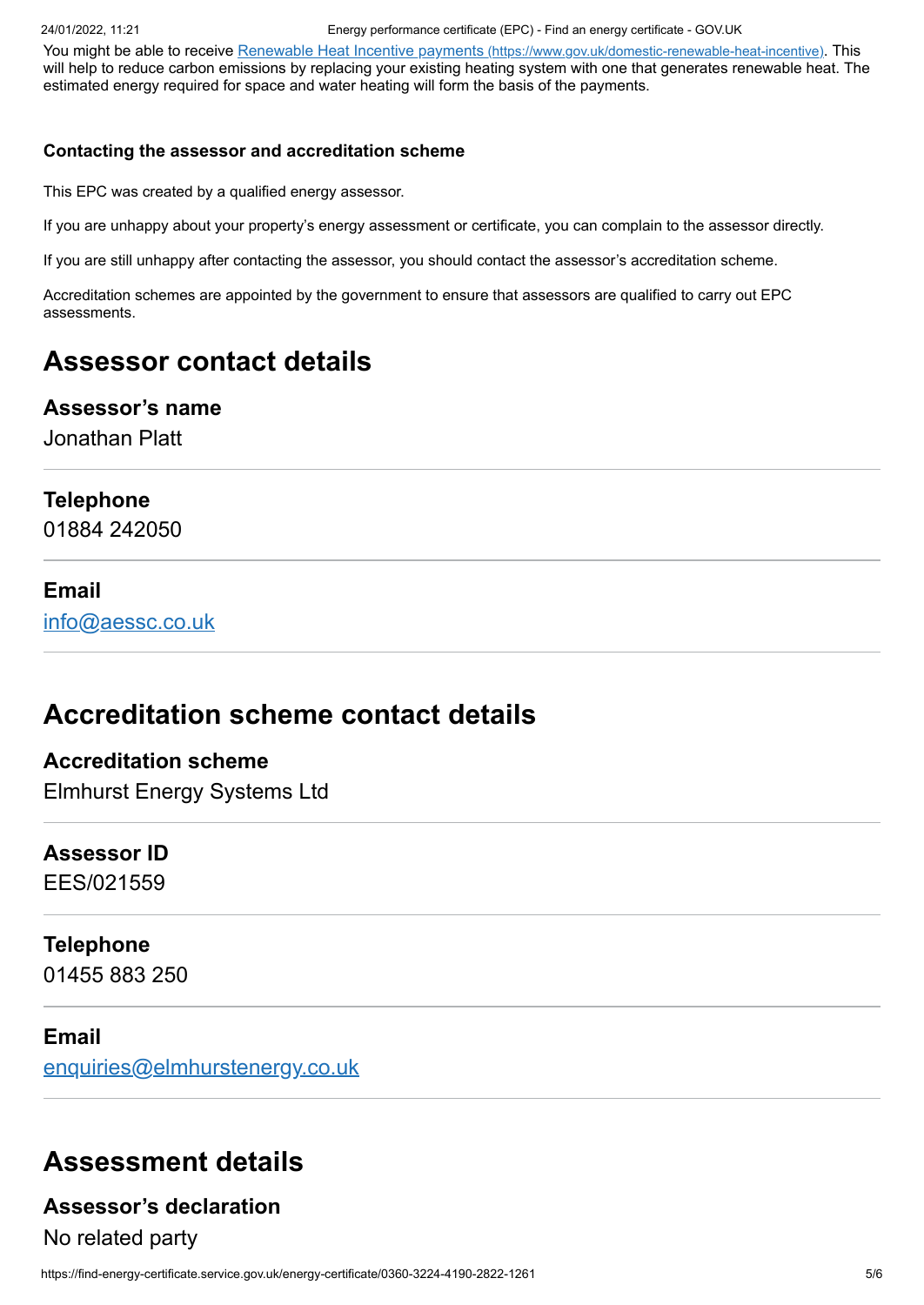You might be able to receive [Renewable Heat Incentive payments (https://www.gov.uk/domestic-renewable-heat-incentive)](https://www.gov.uk/domestic-renewable-heat-incentive). This will help to reduce carbon emissions by replacing your existing heating system with one that generates renewable heat. The estimated energy required for space and water heating will form the basis of the payments.

#### Contacting the assessor and accreditation scheme

This EPC was created by a qualified energy assessor.

If you are unhappy about your property's energy assessment or certificate, you can complain to the assessor directly.

If you are still unhappy after contacting the assessor, you should contact the assessor's accreditation scheme.

Accreditation schemes are appointed by the government to ensure that assessors are qualified to carry out EPC assessments.

## Assessor contact details

### Assessor's name

Jonathan Platt

### Telephone

01884 242050

### Email

[info@aessc.co.uk](mailto:info@aessc.co.uk)

## Accreditation scheme contact details

### Accreditation scheme

Elmhurst Energy Systems Ltd

### Assessor ID

EES/021559

### Telephone

01455 883 250

### Email

[enquiries@elmhurstenergy.co.uk](mailto:enquiries@elmhurstenergy.co.uk)

## Assessment details

### Assessor's declaration

No related party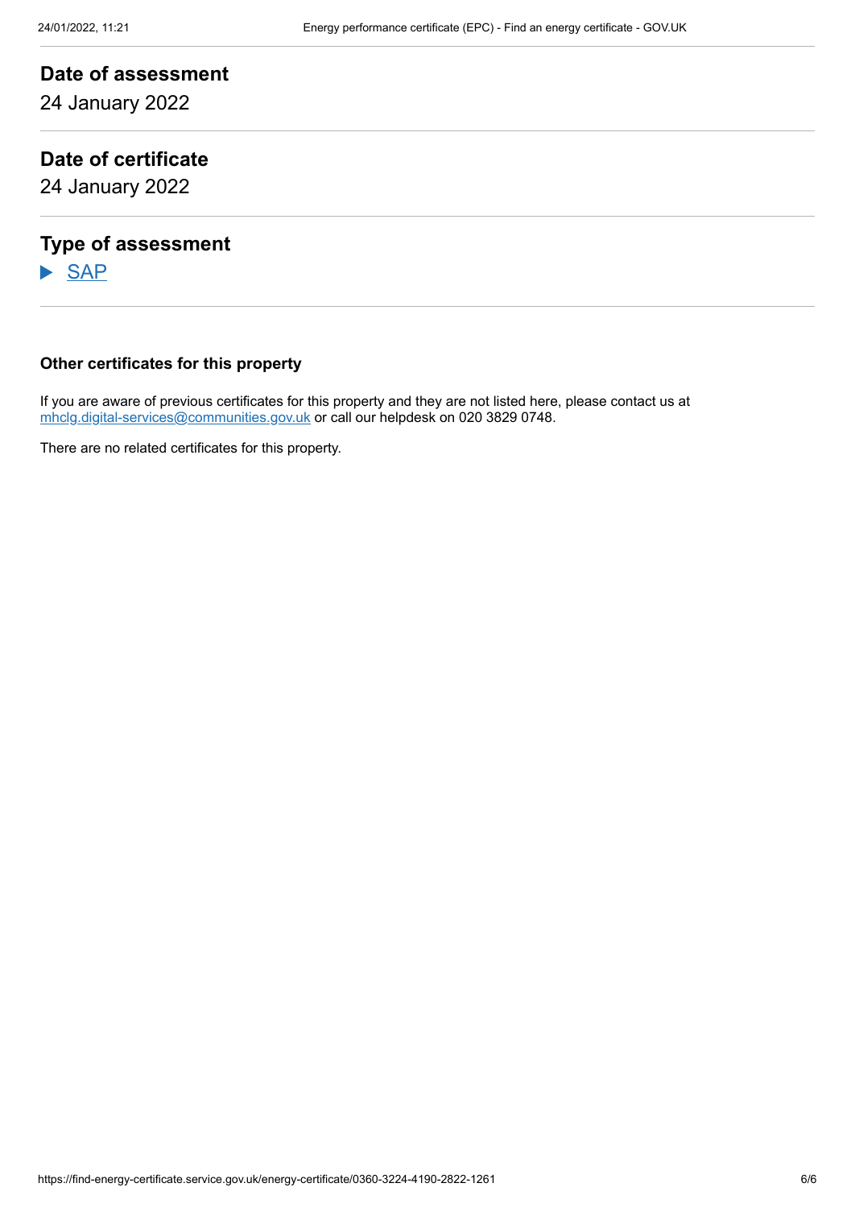## Date of assessment

24 January 2022

## Date of certificate

24 January 2022

## Type of assessment

▶ SAP

### Other certificates for this property

If you are aware of previous certificates for this property and they are not listed here, please contact us at mhclg.digital-services@communities.gov.uk or call our helpdesk on 020 3829 0748.

There are no related certificates for this property.